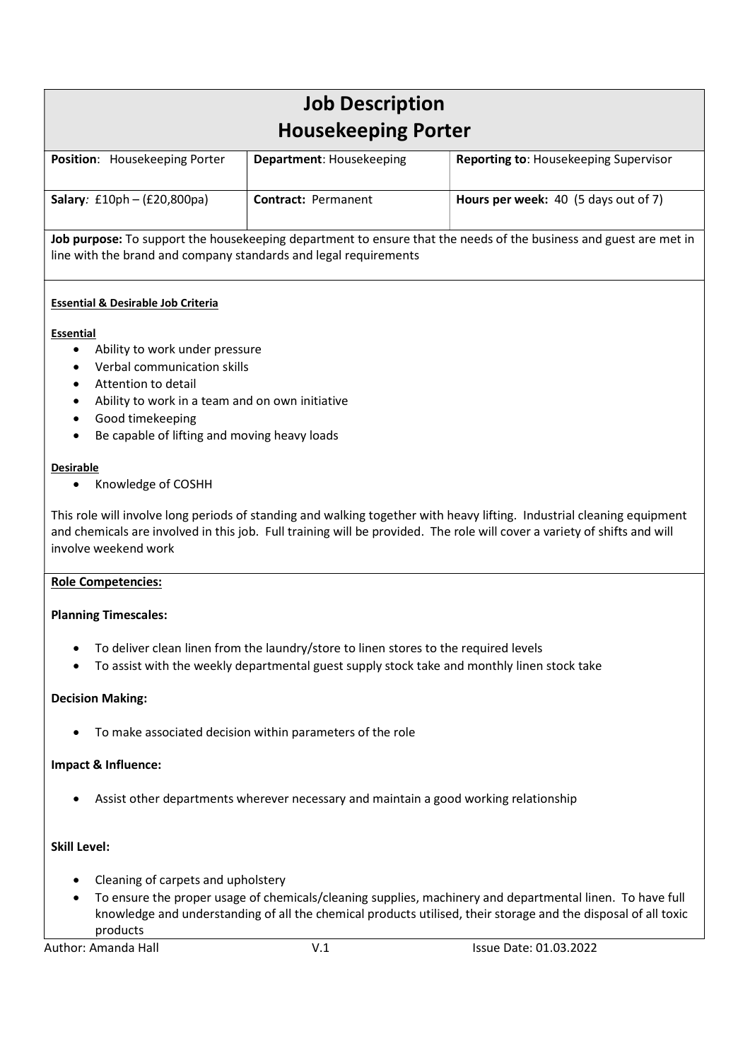# Job Description
## Housekeeping Porter

| **Position**: Housekeeping Porter | **Department**: Housekeeping | **Reporting to**: Housekeeping Supervisor |
|---|---|---|
| **Salary**: £10ph – (£20,800pa) | **Contract:** Permanent | **Hours per week:** 40 (5 days out of 7) |

**Job purpose:** To support the housekeeping department to ensure that the needs of the business and guest are met in line with the brand and company standards and legal requirements

**Essential & Desirable Job Criteria**

**Essential**

- Ability to work under pressure
- Verbal communication skills
- Attention to detail
- Ability to work in a team and on own initiative
- Good timekeeping
- Be capable of lifting and moving heavy loads

**Desirable**

- Knowledge of COSHH

This role will involve long periods of standing and walking together with heavy lifting. Industrial cleaning equipment and chemicals are involved in this job. Full training will be provided. The role will cover a variety of shifts and will involve weekend work

**Role Competencies:**

**Planning Timescales:**

- To deliver clean linen from the laundry/store to linen stores to the required levels
- To assist with the weekly departmental guest supply stock take and monthly linen stock take

**Decision Making:**

- To make associated decision within parameters of the role

**Impact & Influence:**

- Assist other departments wherever necessary and maintain a good working relationship

**Skill Level:**

- Cleaning of carpets and upholstery
- To ensure the proper usage of chemicals/cleaning supplies, machinery and departmental linen. To have full knowledge and understanding of all the chemical products utilised, their storage and the disposal of all toxic products

Author: Amanda Hall V.1 Issue Date: 01.03.2022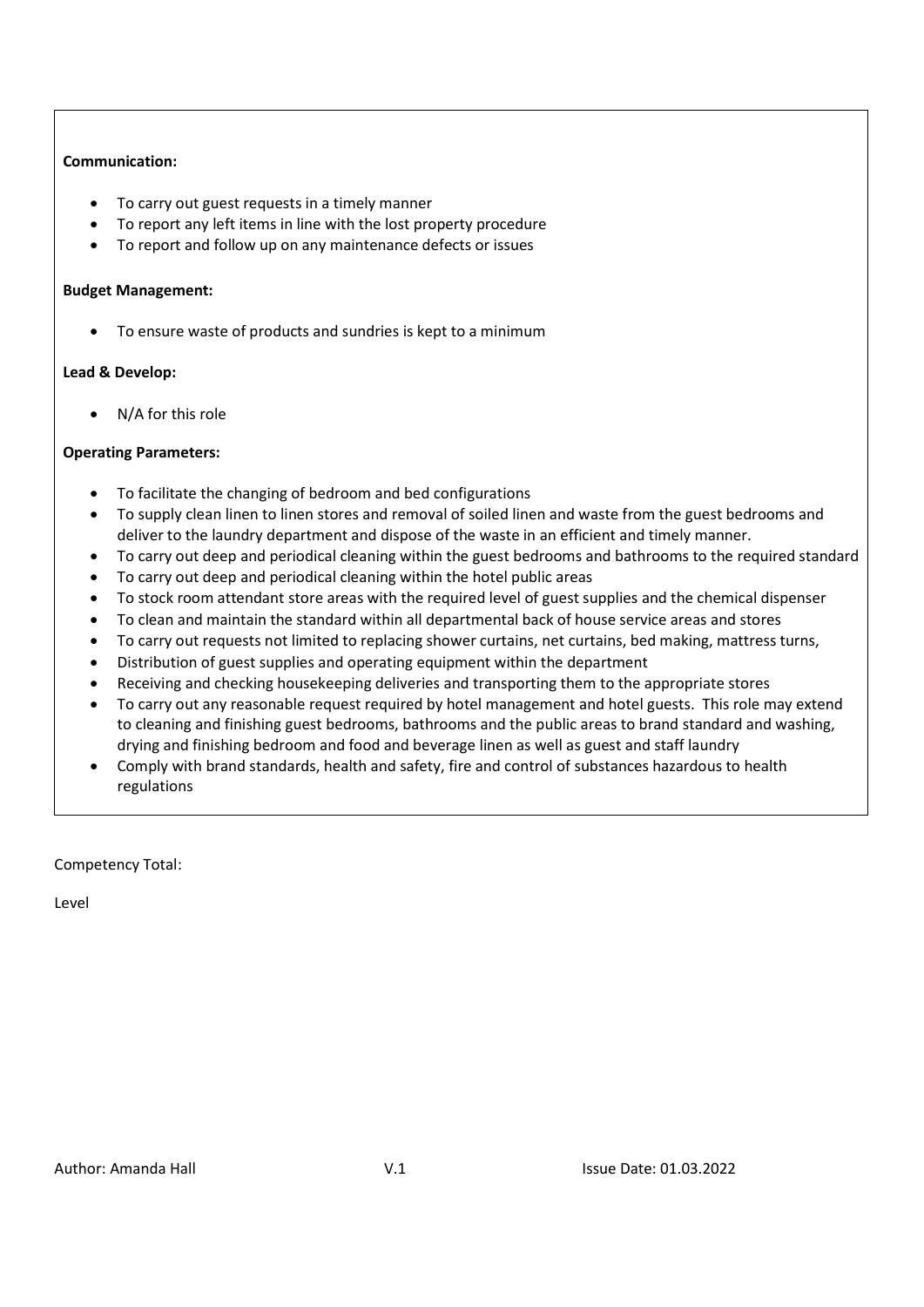**Communication:**

- To carry out guest requests in a timely manner
- To report any left items in line with the lost property procedure
- To report and follow up on any maintenance defects or issues

**Budget Management:**

- To ensure waste of products and sundries is kept to a minimum

**Lead & Develop:**

- N/A for this role

**Operating Parameters:**

- To facilitate the changing of bedroom and bed configurations
- To supply clean linen to linen stores and removal of soiled linen and waste from the guest bedrooms and deliver to the laundry department and dispose of the waste in an efficient and timely manner.
- To carry out deep and periodical cleaning within the guest bedrooms and bathrooms to the required standard
- To carry out deep and periodical cleaning within the hotel public areas
- To stock room attendant store areas with the required level of guest supplies and the chemical dispenser
- To clean and maintain the standard within all departmental back of house service areas and stores
- To carry out requests not limited to replacing shower curtains, net curtains, bed making, mattress turns,
- Distribution of guest supplies and operating equipment within the department
- Receiving and checking housekeeping deliveries and transporting them to the appropriate stores
- To carry out any reasonable request required by hotel management and hotel guests. This role may extend to cleaning and finishing guest bedrooms, bathrooms and the public areas to brand standard and washing, drying and finishing bedroom and food and beverage linen as well as guest and staff laundry
- Comply with brand standards, health and safety, fire and control of substances hazardous to health regulations

Competency Total:

Level

Author: Amanda Hall V.1 Issue Date: 01.03.2022